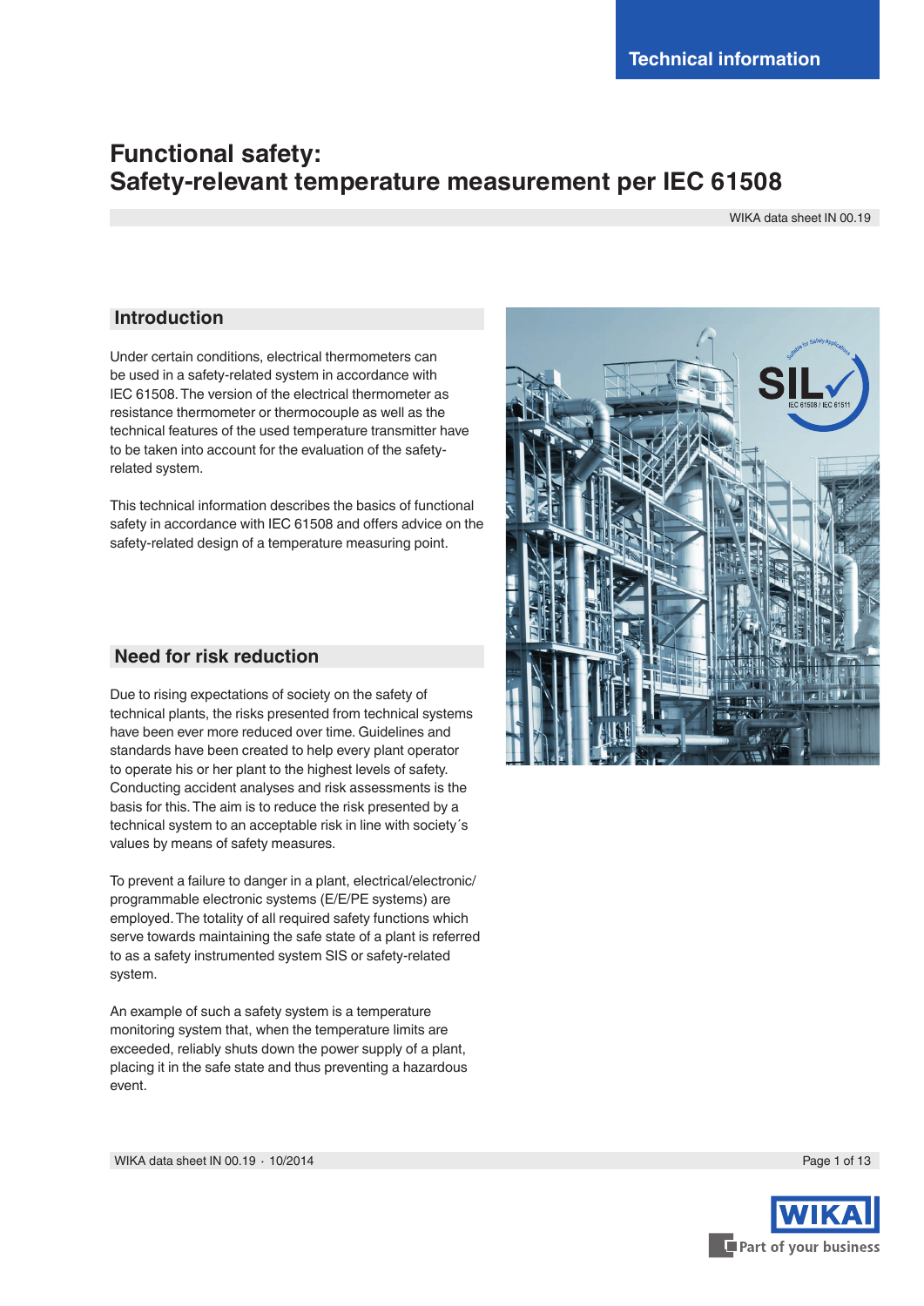Technical information

# Functional safety: Safety-relevant temperature measurement per IEC 61508

WIKA data sheet IN 00.19

## Introduction

Under certain conditions, electrical thermometers can be used in a safety-related system in accordance with IEC 61508. The version of the electrical thermometer as resistance thermometer or thermocouple as well as the technical features of the used temperature transmitter have to be taken into account for the evaluation of the safety-related system.

This technical information describes the basics of functional safety in accordance with IEC 61508 and offers advice on the safety-related design of a temperature measuring point.

## Need for risk reduction

Due to rising expectations of society on the safety of technical plants, the risks presented from technical systems have been ever more reduced over time. Guidelines and standards have been created to help every plant operator to operate his or her plant to the highest levels of safety. Conducting accident analyses and risk assessments is the basis for this. The aim is to reduce the risk presented by a technical system to an acceptable risk in line with society´s values by means of safety measures.

To prevent a failure to danger in a plant, electrical/electronic/programmable electronic systems (E/E/PE systems) are employed. The totality of all required safety functions which serve towards maintaining the safe state of a plant is referred to as a safety instrumented system SIS or safety-related system.

An example of such a safety system is a temperature monitoring system that, when the temperature limits are exceeded, reliably shuts down the power supply of a plant, placing it in the safe state and thus preventing a hazardous event.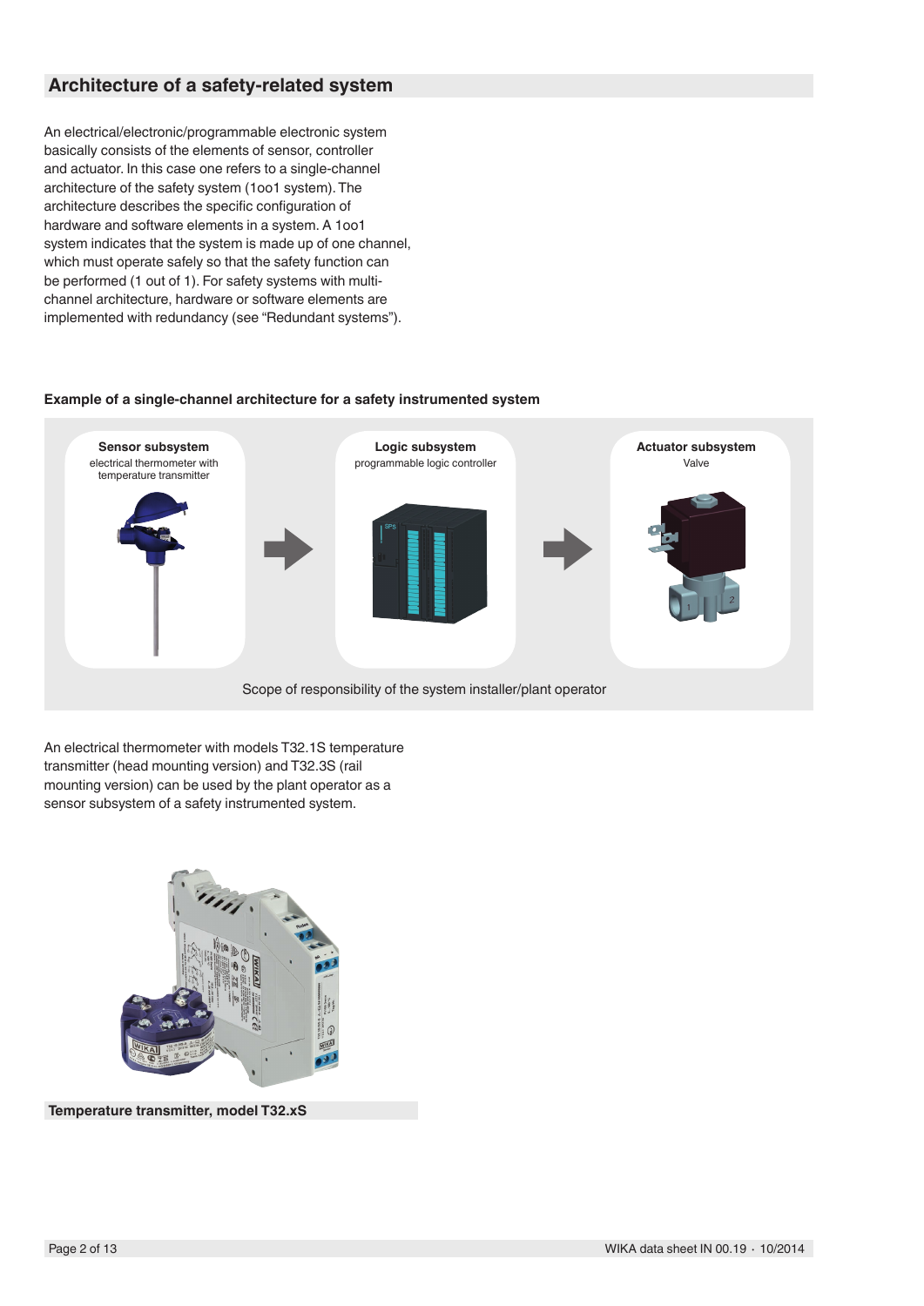## Architecture of a safety-related system

An electrical/electronic/programmable electronic system basically consists of the elements of sensor, controller and actuator. In this case one refers to a single-channel architecture of the safety system (1oo1 system). The architecture describes the specific configuration of hardware and software elements in a system. A 1oo1 system indicates that the system is made up of one channel, which must operate safely so that the safety function can be performed (1 out of 1). For safety systems with multi-channel architecture, hardware or software elements are implemented with redundancy (see "Redundant systems").

**Example of a single-channel architecture for a safety instrumented system**

**Sensor subsystem**
electrical thermometer with temperature transmitter

**Logic subsystem**
programmable logic controller

**Actuator subsystem**
Valve

Scope of responsibility of the system installer/plant operator

An electrical thermometer with models T32.1S temperature transmitter (head mounting version) and T32.3S (rail mounting version) can be used by the plant operator as a sensor subsystem of a safety instrumented system.

**Temperature transmitter, model T32.xS**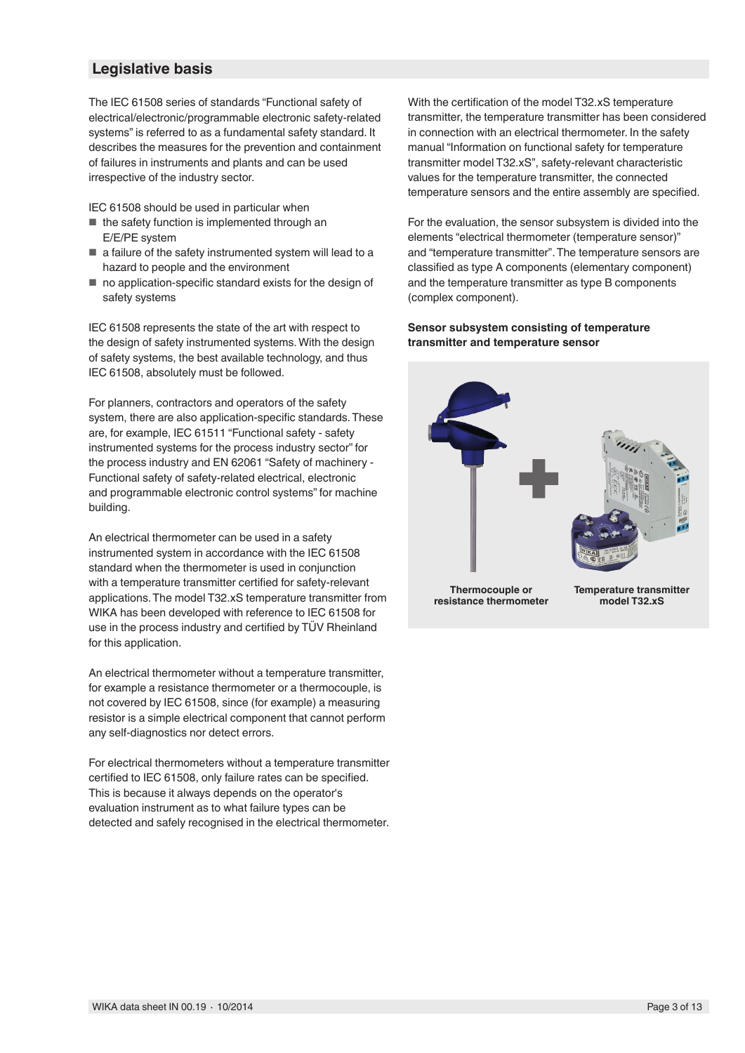## Legislative basis

The IEC 61508 series of standards "Functional safety of electrical/electronic/programmable electronic safety-related systems" is referred to as a fundamental safety standard. It describes the measures for the prevention and containment of failures in instruments and plants and can be used irrespective of the industry sector.

IEC 61508 should be used in particular when

- the safety function is implemented through an E/E/PE system
- a failure of the safety instrumented system will lead to a hazard to people and the environment
- no application-specific standard exists for the design of safety systems

IEC 61508 represents the state of the art with respect to the design of safety instrumented systems. With the design of safety systems, the best available technology, and thus IEC 61508, absolutely must be followed.

For planners, contractors and operators of the safety system, there are also application-specific standards. These are, for example, IEC 61511 "Functional safety - safety instrumented systems for the process industry sector" for the process industry and EN 62061 "Safety of machinery - Functional safety of safety-related electrical, electronic and programmable electronic control systems" for machine building.

An electrical thermometer can be used in a safety instrumented system in accordance with the IEC 61508 standard when the thermometer is used in conjunction with a temperature transmitter certified for safety-relevant applications. The model T32.xS temperature transmitter from WIKA has been developed with reference to IEC 61508 for use in the process industry and certified by TÜV Rheinland for this application.

An electrical thermometer without a temperature transmitter, for example a resistance thermometer or a thermocouple, is not covered by IEC 61508, since (for example) a measuring resistor is a simple electrical component that cannot perform any self-diagnostics nor detect errors.

For electrical thermometers without a temperature transmitter certified to IEC 61508, only failure rates can be specified. This is because it always depends on the operator's evaluation instrument as to what failure types can be detected and safely recognised in the electrical thermometer.

With the certification of the model T32.xS temperature transmitter, the temperature transmitter has been considered in connection with an electrical thermometer. In the safety manual "Information on functional safety for temperature transmitter model T32.xS", safety-relevant characteristic values for the temperature transmitter, the connected temperature sensors and the entire assembly are specified.

For the evaluation, the sensor subsystem is divided into the elements "electrical thermometer (temperature sensor)" and "temperature transmitter". The temperature sensors are classified as type A components (elementary component) and the temperature transmitter as type B components (complex component).

**Sensor subsystem consisting of temperature transmitter and temperature sensor**

**Thermocouple or resistance thermometer**

**Temperature transmitter model T32.xS**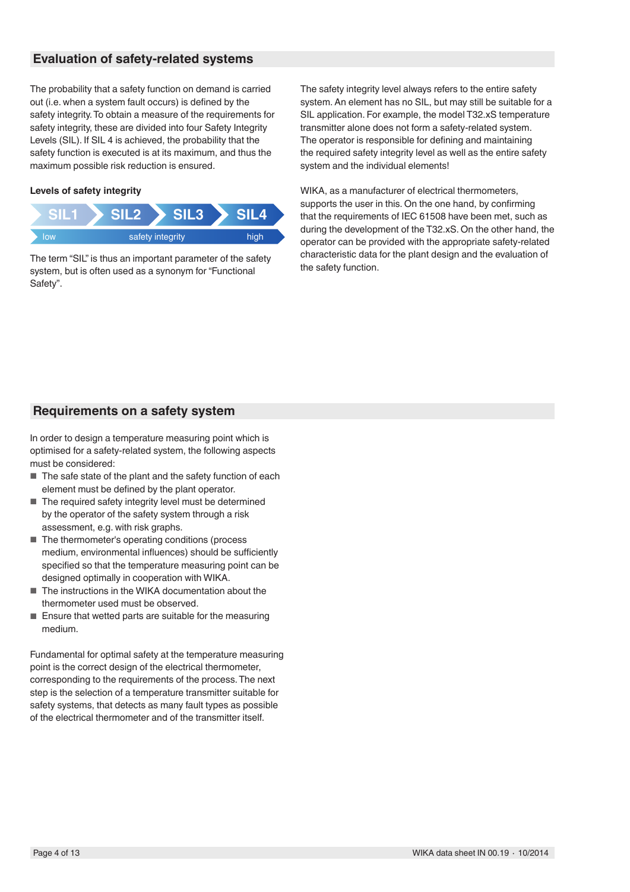## Evaluation of safety-related systems

The probability that a safety function on demand is carried out (i.e. when a system fault occurs) is defined by the safety integrity. To obtain a measure of the requirements for safety integrity, these are divided into four Safety Integrity Levels (SIL). If SIL 4 is achieved, the probability that the safety function is executed is at its maximum, and thus the maximum possible risk reduction is ensured.

**Levels of safety integrity**

SIL1 → SIL2 → SIL3 → SIL4

low — safety integrity — high

The term "SIL" is thus an important parameter of the safety system, but is often used as a synonym for "Functional Safety".

The safety integrity level always refers to the entire safety system. An element has no SIL, but may still be suitable for a SIL application. For example, the model T32.xS temperature transmitter alone does not form a safety-related system. The operator is responsible for defining and maintaining the required safety integrity level as well as the entire safety system and the individual elements!

WIKA, as a manufacturer of electrical thermometers, supports the user in this. On the one hand, by confirming that the requirements of IEC 61508 have been met, such as during the development of the T32.xS. On the other hand, the operator can be provided with the appropriate safety-related characteristic data for the plant design and the evaluation of the safety function.

## Requirements on a safety system

In order to design a temperature measuring point which is optimised for a safety-related system, the following aspects must be considered:

- The safe state of the plant and the safety function of each element must be defined by the plant operator.
- The required safety integrity level must be determined by the operator of the safety system through a risk assessment, e.g. with risk graphs.
- The thermometer's operating conditions (process medium, environmental influences) should be sufficiently specified so that the temperature measuring point can be designed optimally in cooperation with WIKA.
- The instructions in the WIKA documentation about the thermometer used must be observed.
- Ensure that wetted parts are suitable for the measuring medium.

Fundamental for optimal safety at the temperature measuring point is the correct design of the electrical thermometer, corresponding to the requirements of the process. The next step is the selection of a temperature transmitter suitable for safety systems, that detects as many fault types as possible of the electrical thermometer and of the transmitter itself.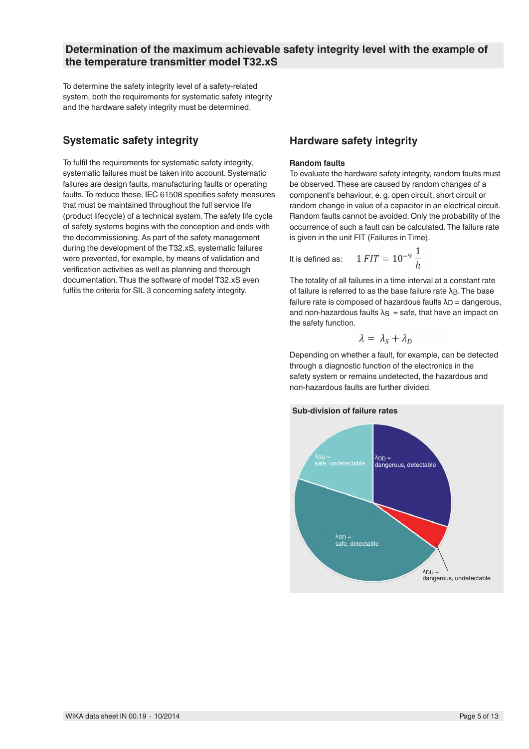## Determination of the maximum achievable safety integrity level with the example of the temperature transmitter model T32.xS

To determine the safety integrity level of a safety-related system, both the requirements for systematic safety integrity and the hardware safety integrity must be determined.

### Systematic safety integrity

To fulfil the requirements for systematic safety integrity, systematic failures must be taken into account. Systematic failures are design faults, manufacturing faults or operating faults. To reduce these, IEC 61508 specifies safety measures that must be maintained throughout the full service life (product lifecycle) of a technical system. The safety life cycle of safety systems begins with the conception and ends with the decommissioning. As part of the safety management during the development of the T32.xS, systematic failures were prevented, for example, by means of validation and verification activities as well as planning and thorough documentation. Thus the software of model T32.xS even fulfils the criteria for SIL 3 concerning safety integrity.

### Hardware safety integrity

**Random faults**

To evaluate the hardware safety integrity, random faults must be observed. These are caused by random changes of a component's behaviour, e. g. open circuit, short circuit or random change in value of a capacitor in an electrical circuit. Random faults cannot be avoided. Only the probability of the occurrence of such a fault can be calculated. The failure rate is given in the unit FIT (Failures in Time).

It is defined as: $1\ FIT = 10^{-9}\ \frac{1}{h}$

The totality of all failures in a time interval at a constant rate of failure is referred to as the base failure rate $\lambda_B$. The base failure rate is composed of hazardous faults $\lambda_D$ = dangerous, and non-hazardous faults $\lambda_S$ = safe, that have an impact on the safety function.

$$\lambda = \lambda_S + \lambda_D$$

Depending on whether a fault, for example, can be detected through a diagnostic function of the electronics in the safety system or remains undetected, the hazardous and non-hazardous faults are further divided.

**Sub-division of failure rates**

- $\lambda_{SU}$ = safe, undetectable
- $\lambda_{DD}$ = dangerous, detectable
- $\lambda_{SD}$ = safe, detectable
- $\lambda_{DU}$ = dangerous, undetectable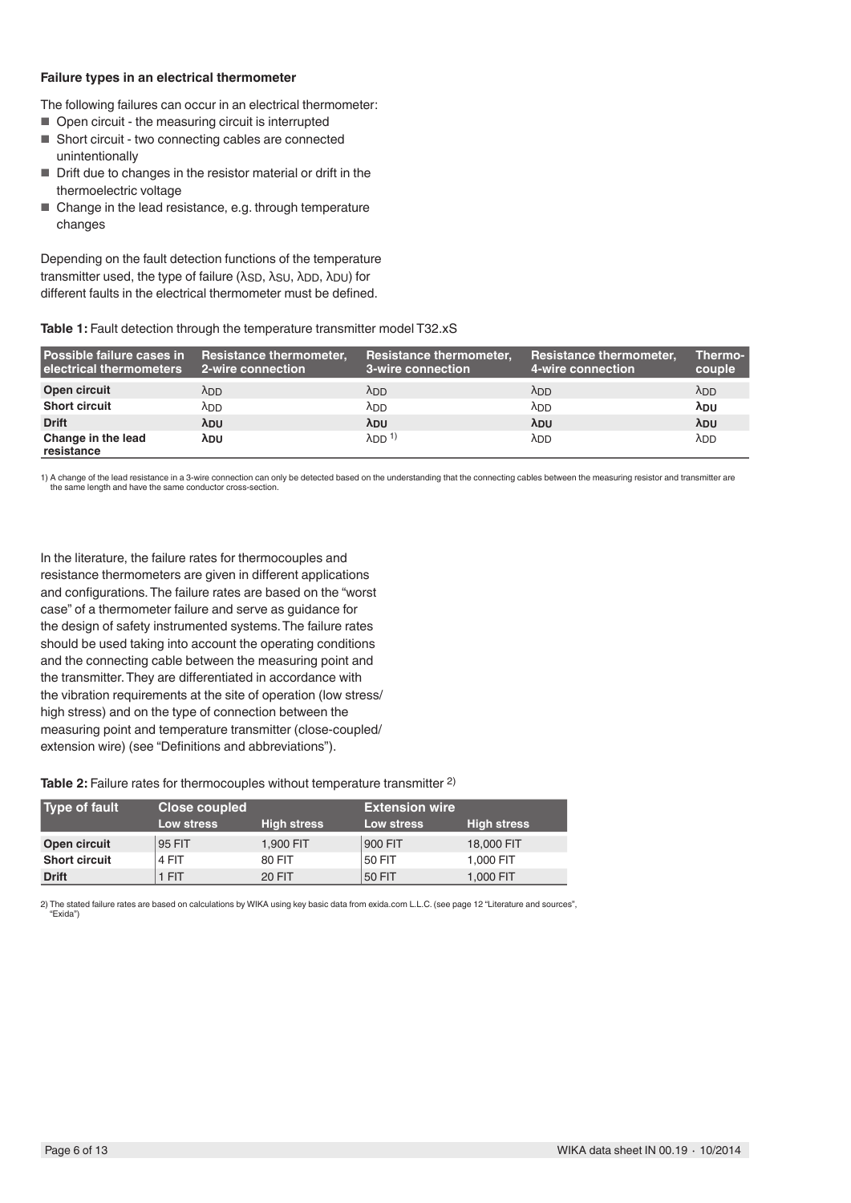### Failure types in an electrical thermometer

The following failures can occur in an electrical thermometer:

- Open circuit - the measuring circuit is interrupted
- Short circuit - two connecting cables are connected unintentionally
- Drift due to changes in the resistor material or drift in the thermoelectric voltage
- Change in the lead resistance, e.g. through temperature changes

Depending on the fault detection functions of the temperature transmitter used, the type of failure ($\lambda_{SD}$, $\lambda_{SU}$, $\lambda_{DD}$, $\lambda_{DU}$) for different faults in the electrical thermometer must be defined.

**Table 1:** Fault detection through the temperature transmitter model T32.xS

| Possible failure cases in electrical thermometers | Resistance thermometer, 2-wire connection | Resistance thermometer, 3-wire connection | Resistance thermometer, 4-wire connection | Thermo-couple |
|---|---|---|---|---|
| **Open circuit** | $\lambda_{DD}$ | $\lambda_{DD}$ | $\lambda_{DD}$ | $\lambda_{DD}$ |
| **Short circuit** | $\lambda_{DD}$ | $\lambda_{DD}$ | $\lambda_{DD}$ | $\boldsymbol{\lambda_{DU}}$ |
| **Drift** | $\boldsymbol{\lambda_{DU}}$ | $\boldsymbol{\lambda_{DU}}$ | $\boldsymbol{\lambda_{DU}}$ | $\boldsymbol{\lambda_{DU}}$ |
| **Change in the lead resistance** | $\boldsymbol{\lambda_{DU}}$ | $\lambda_{DD}$ [1] | $\lambda_{DD}$ | $\lambda_{DD}$ |

1) A change of the lead resistance in a 3-wire connection can only be detected based on the understanding that the connecting cables between the measuring resistor and transmitter are the same length and have the same conductor cross-section.

In the literature, the failure rates for thermocouples and resistance thermometers are given in different applications and configurations. The failure rates are based on the "worst case" of a thermometer failure and serve as guidance for the design of safety instrumented systems. The failure rates should be used taking into account the operating conditions and the connecting cable between the measuring point and the transmitter. They are differentiated in accordance with the vibration requirements at the site of operation (low stress/ high stress) and on the type of connection between the measuring point and temperature transmitter (close-coupled/ extension wire) (see "Definitions and abbreviations").

**Table 2:** Failure rates for thermocouples without temperature transmitter [2]

| Type of fault | Close coupled | | Extension wire | |
|---|---|---|---|---|
| | Low stress | High stress | Low stress | High stress |
| **Open circuit** | 95 FIT | 1,900 FIT | 900 FIT | 18,000 FIT |
| **Short circuit** | 4 FIT | 80 FIT | 50 FIT | 1,000 FIT |
| **Drift** | 1 FIT | 20 FIT | 50 FIT | 1,000 FIT |

2) The stated failure rates are based on calculations by WIKA using key basic data from exida.com L.L.C. (see page 12 "Literature and sources", "Exida")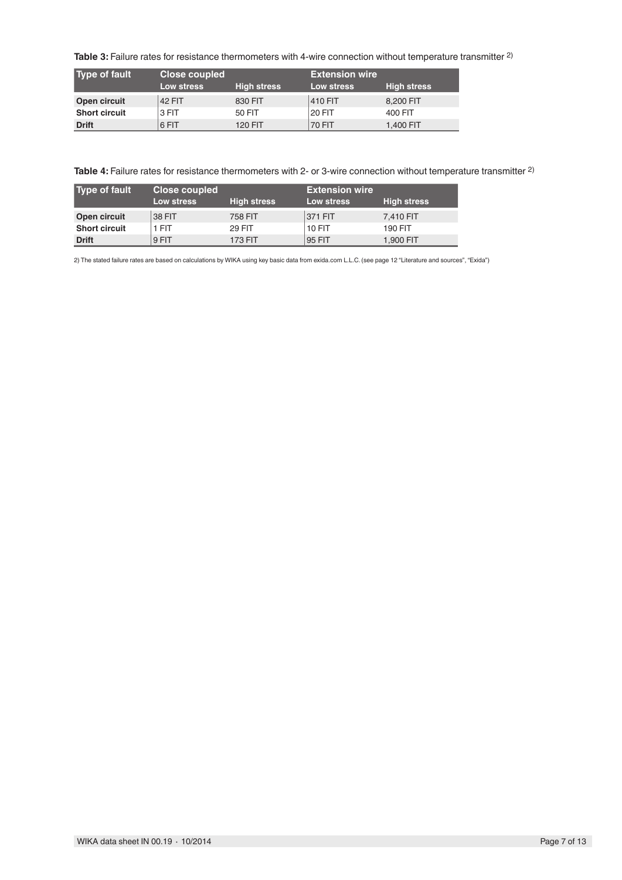**Table 3:** Failure rates for resistance thermometers with 4-wire connection without temperature transmitter [2)]

| Type of fault | Close coupled | | Extension wire | |
|---|---|---|---|---|
| | Low stress | High stress | Low stress | High stress |
| **Open circuit** | 42 FIT | 830 FIT | 410 FIT | 8,200 FIT |
| **Short circuit** | 3 FIT | 50 FIT | 20 FIT | 400 FIT |
| **Drift** | 6 FIT | 120 FIT | 70 FIT | 1,400 FIT |

**Table 4:** Failure rates for resistance thermometers with 2- or 3-wire connection without temperature transmitter [2)]

| Type of fault | Close coupled | | Extension wire | |
|---|---|---|---|---|
| | Low stress | High stress | Low stress | High stress |
| **Open circuit** | 38 FIT | 758 FIT | 371 FIT | 7,410 FIT |
| **Short circuit** | 1 FIT | 29 FIT | 10 FIT | 190 FIT |
| **Drift** | 9 FIT | 173 FIT | 95 FIT | 1,900 FIT |

2) The stated failure rates are based on calculations by WIKA using key basic data from exida.com L.L.C. (see page 12 "Literature and sources", "Exida")

WIKA data sheet IN 00.19 · 10/2014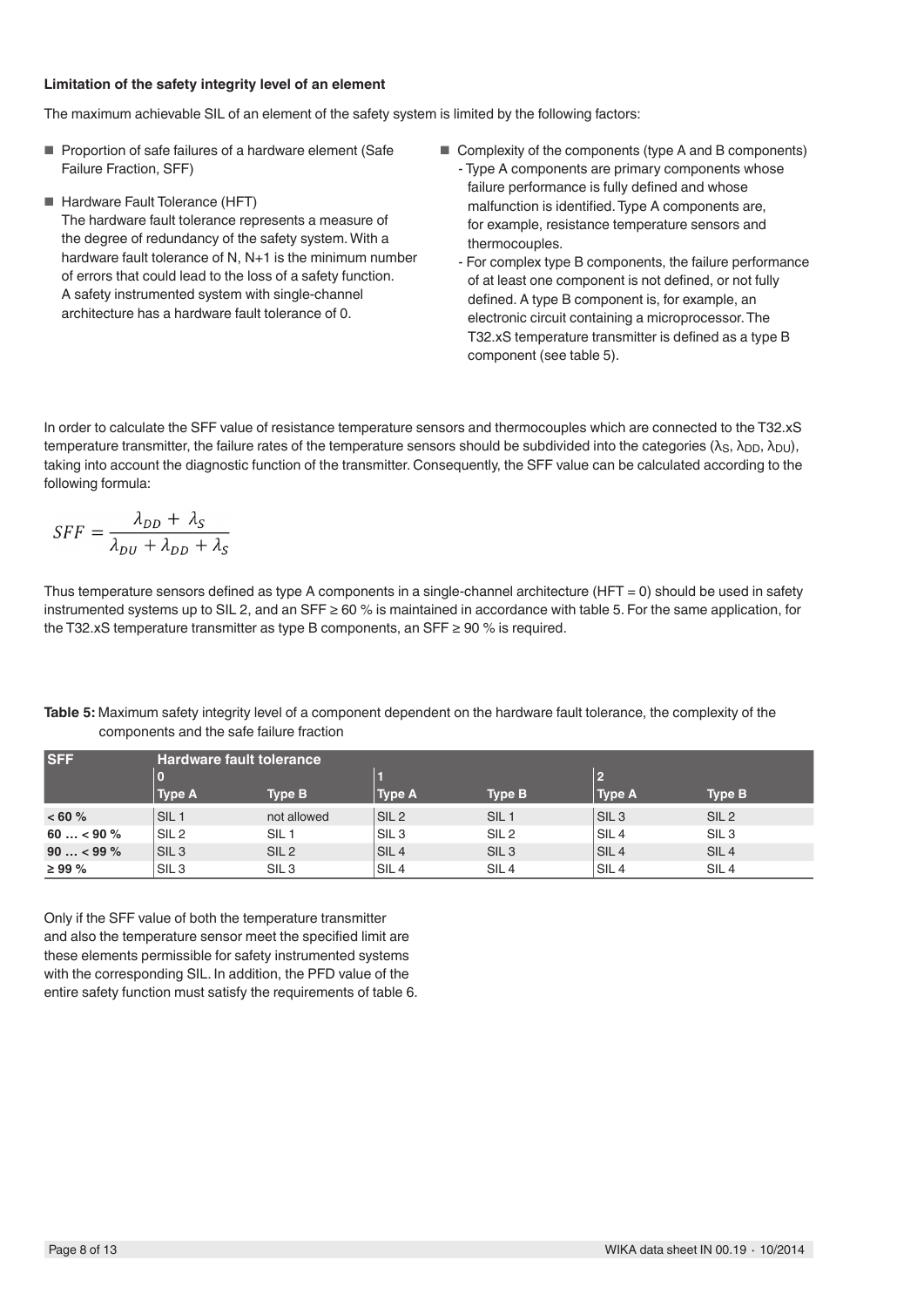### Limitation of the safety integrity level of an element

The maximum achievable SIL of an element of the safety system is limited by the following factors:

- Proportion of safe failures of a hardware element (Safe Failure Fraction, SFF)
- Hardware Fault Tolerance (HFT)
  The hardware fault tolerance represents a measure of the degree of redundancy of the safety system. With a hardware fault tolerance of N, N+1 is the minimum number of errors that could lead to the loss of a safety function. A safety instrumented system with single-channel architecture has a hardware fault tolerance of 0.
- Complexity of the components (type A and B components)
  - Type A components are primary components whose failure performance is fully defined and whose malfunction is identified. Type A components are, for example, resistance temperature sensors and thermocouples.
  - For complex type B components, the failure performance of at least one component is not defined, or not fully defined. A type B component is, for example, an electronic circuit containing a microprocessor. The T32.xS temperature transmitter is defined as a type B component (see table 5).

In order to calculate the SFF value of resistance temperature sensors and thermocouples which are connected to the T32.xS temperature transmitter, the failure rates of the temperature sensors should be subdivided into the categories ($\lambda_S$, $\lambda_{DD}$, $\lambda_{DU}$), taking into account the diagnostic function of the transmitter. Consequently, the SFF value can be calculated according to the following formula:

$$SFF = \frac{\lambda_{DD} + \lambda_S}{\lambda_{DU} + \lambda_{DD} + \lambda_S}$$

Thus temperature sensors defined as type A components in a single-channel architecture (HFT = 0) should be used in safety instrumented systems up to SIL 2, and an SFF ≥ 60 % is maintained in accordance with table 5. For the same application, for the T32.xS temperature transmitter as type B components, an SFF ≥ 90 % is required.

**Table 5:** Maximum safety integrity level of a component dependent on the hardware fault tolerance, the complexity of the components and the safe failure fraction

| SFF | Hardware fault tolerance | | | | | |
|---|---|---|---|---|---|---|
| | 0 | | 1 | | 2 | |
| | Type A | Type B | Type A | Type B | Type A | Type B |
| < 60 % | SIL 1 | not allowed | SIL 2 | SIL 1 | SIL 3 | SIL 2 |
| 60 … < 90 % | SIL 2 | SIL 1 | SIL 3 | SIL 2 | SIL 4 | SIL 3 |
| 90 … < 99 % | SIL 3 | SIL 2 | SIL 4 | SIL 3 | SIL 4 | SIL 4 |
| ≥ 99 % | SIL 3 | SIL 3 | SIL 4 | SIL 4 | SIL 4 | SIL 4 |

Only if the SFF value of both the temperature transmitter and also the temperature sensor meet the specified limit are these elements permissible for safety instrumented systems with the corresponding SIL. In addition, the PFD value of the entire safety function must satisfy the requirements of table 6.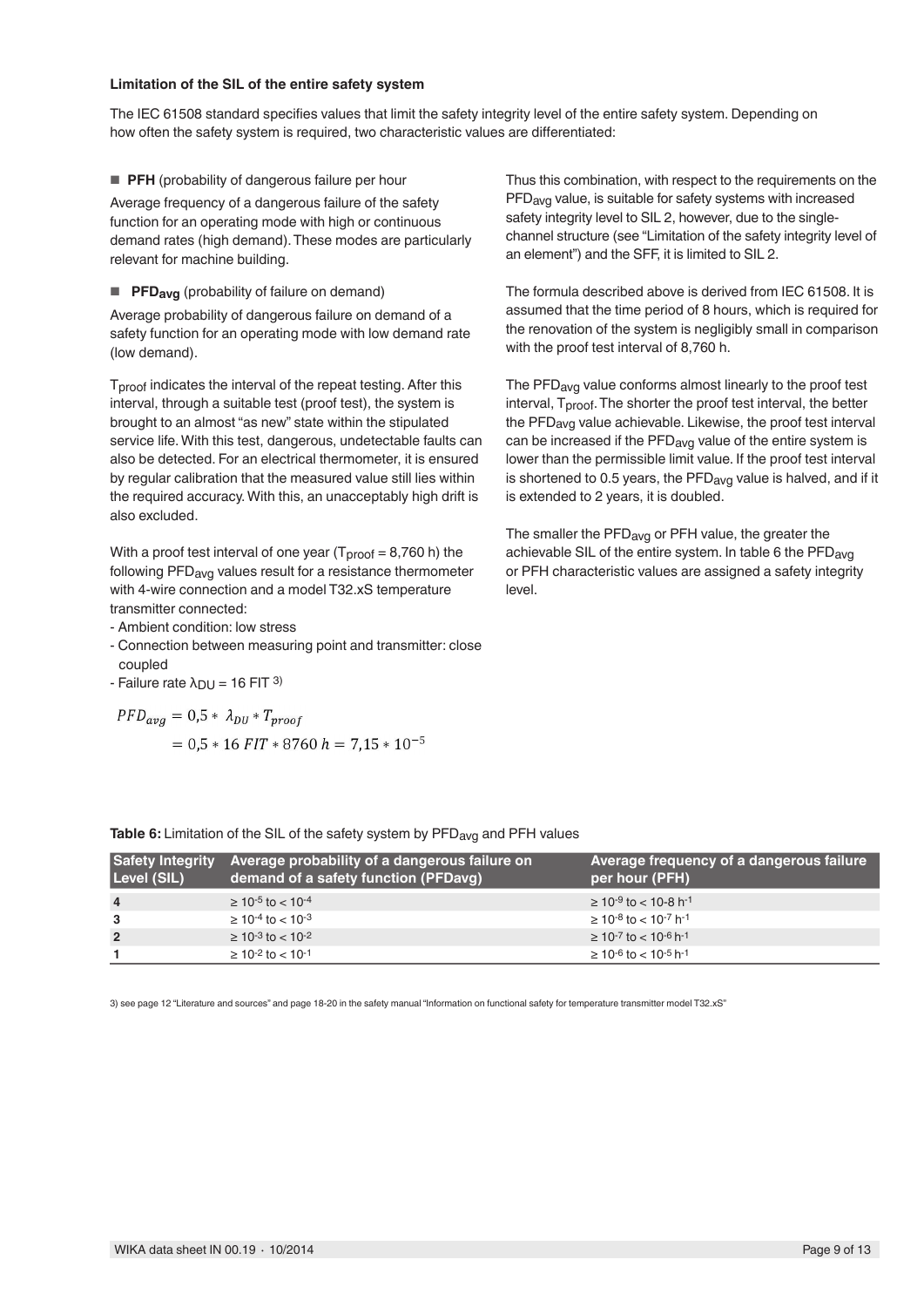**Limitation of the SIL of the entire safety system**

The IEC 61508 standard specifies values that limit the safety integrity level of the entire safety system. Depending on how often the safety system is required, two characteristic values are differentiated:

- **PFH** (probability of dangerous failure per hour)

Average frequency of a dangerous failure of the safety function for an operating mode with high or continuous demand rates (high demand). These modes are particularly relevant for machine building.

- **$PFD_{avg}$** (probability of failure on demand)

Average probability of dangerous failure on demand of a safety function for an operating mode with low demand rate (low demand).

$T_{proof}$ indicates the interval of the repeat testing. After this interval, through a suitable test (proof test), the system is brought to an almost "as new" state within the stipulated service life. With this test, dangerous, undetectable faults can also be detected. For an electrical thermometer, it is ensured by regular calibration that the measured value still lies within the required accuracy. With this, an unacceptably high drift is also excluded.

With a proof test interval of one year ($T_{proof}$ = 8,760 h) the following $PFD_{avg}$ values result for a resistance thermometer with 4-wire connection and a model T32.xS temperature transmitter connected:

- Ambient condition: low stress
- Connection between measuring point and transmitter: close coupled
- Failure rate $\lambda_{DU}$ = 16 FIT [3)]

$$PFD_{avg} = 0{,}5 * \lambda_{DU} * T_{proof}$$
$$= 0{,}5 * 16\ FIT * 8760\ h = 7{,}15 * 10^{-5}$$

Thus this combination, with respect to the requirements on the $PFD_{avg}$ value, is suitable for safety systems with increased safety integrity level to SIL 2, however, due to the single-channel structure (see "Limitation of the safety integrity level of an element") and the SFF, it is limited to SIL 2.

The formula described above is derived from IEC 61508. It is assumed that the time period of 8 hours, which is required for the renovation of the system is negligibly small in comparison with the proof test interval of 8,760 h.

The $PFD_{avg}$ value conforms almost linearly to the proof test interval, $T_{proof}$. The shorter the proof test interval, the better the $PFD_{avg}$ value achievable. Likewise, the proof test interval can be increased if the $PFD_{avg}$ value of the entire system is lower than the permissible limit value. If the proof test interval is shortened to 0.5 years, the $PFD_{avg}$ value is halved, and if it is extended to 2 years, it is doubled.

The smaller the $PFD_{avg}$ or PFH value, the greater the achievable SIL of the entire system. In table 6 the $PFD_{avg}$ or PFH characteristic values are assigned a safety integrity level.

**Table 6:** Limitation of the SIL of the safety system by $PFD_{avg}$ and PFH values

| Safety Integrity Level (SIL) | Average probability of a dangerous failure on demand of a safety function (PFDavg) | Average frequency of a dangerous failure per hour (PFH) |
|---|---|---|
| 4 | $\geq 10^{-5}$ to $< 10^{-4}$ | $\geq 10^{-9}$ to $<$ 10-8 $h^{-1}$ |
| 3 | $\geq 10^{-4}$ to $< 10^{-3}$ | $\geq 10^{-8}$ to $< 10^{-7}\ h^{-1}$ |
| 2 | $\geq 10^{-3}$ to $< 10^{-2}$ | $\geq 10^{-7}$ to $< 10^{-6}\ h^{-1}$ |
| 1 | $\geq 10^{-2}$ to $< 10^{-1}$ | $\geq 10^{-6}$ to $< 10^{-5}\ h^{-1}$ |

3) see page 12 "Literature and sources" and page 18-20 in the safety manual "Information on functional safety for temperature transmitter model T32.xS"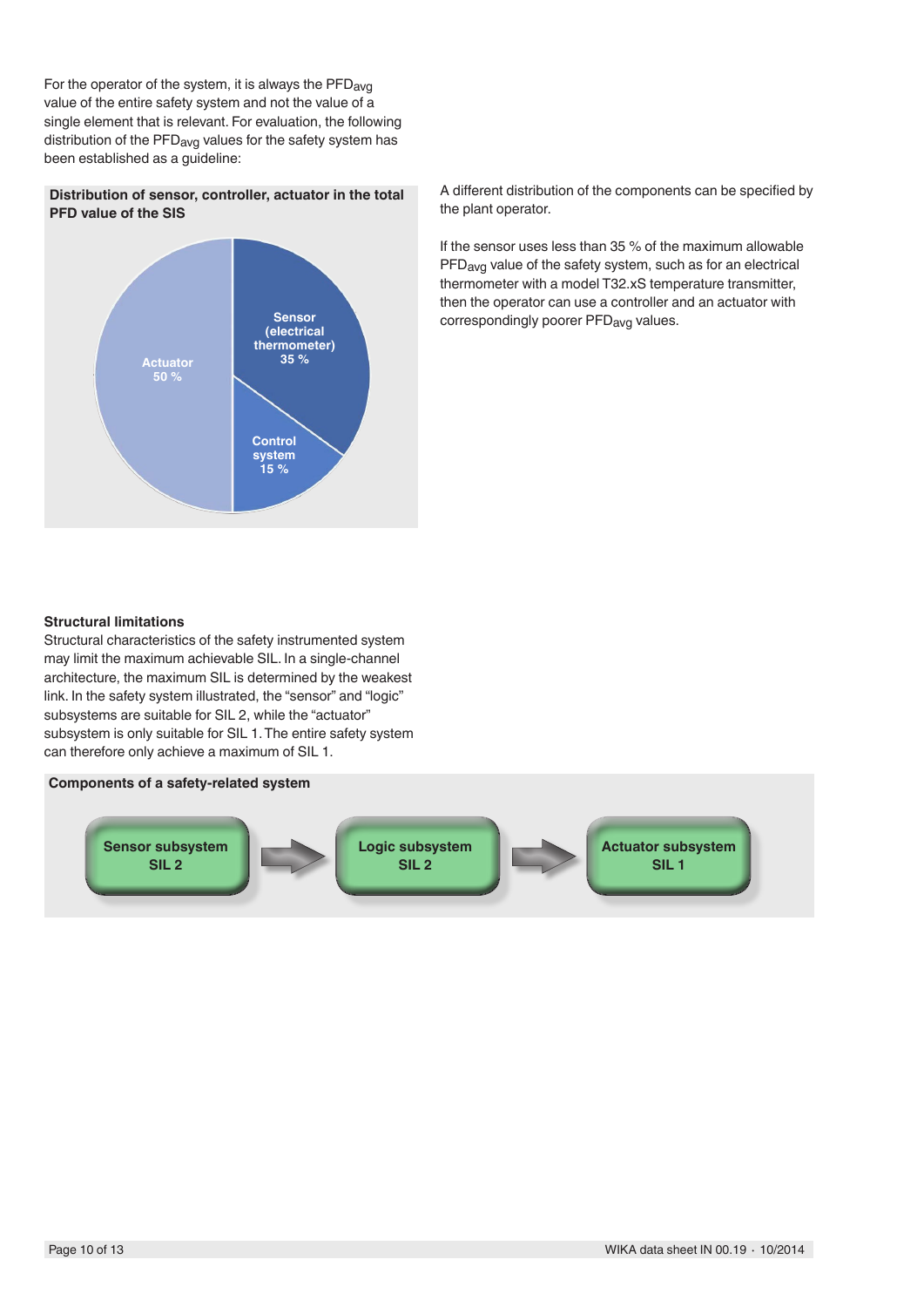For the operator of the system, it is always the $PFD_{avg}$ value of the entire safety system and not the value of a single element that is relevant. For evaluation, the following distribution of the $PFD_{avg}$ values for the safety system has been established as a guideline:

**Distribution of sensor, controller, actuator in the total PFD value of the SIS**

Sensor (electrical thermometer) 35 %

Control system 15 %

Actuator 50 %

A different distribution of the components can be specified by the plant operator.

If the sensor uses less than 35 % of the maximum allowable $PFD_{avg}$ value of the safety system, such as for an electrical thermometer with a model T32.xS temperature transmitter, then the operator can use a controller and an actuator with correspondingly poorer $PFD_{avg}$ values.

### Structural limitations

Structural characteristics of the safety instrumented system may limit the maximum achievable SIL. In a single-channel architecture, the maximum SIL is determined by the weakest link. In the safety system illustrated, the "sensor" and "logic" subsystems are suitable for SIL 2, while the "actuator" subsystem is only suitable for SIL 1. The entire safety system can therefore only achieve a maximum of SIL 1.

**Components of a safety-related system**

Sensor subsystem SIL 2 → Logic subsystem SIL 2 → Actuator subsystem SIL 1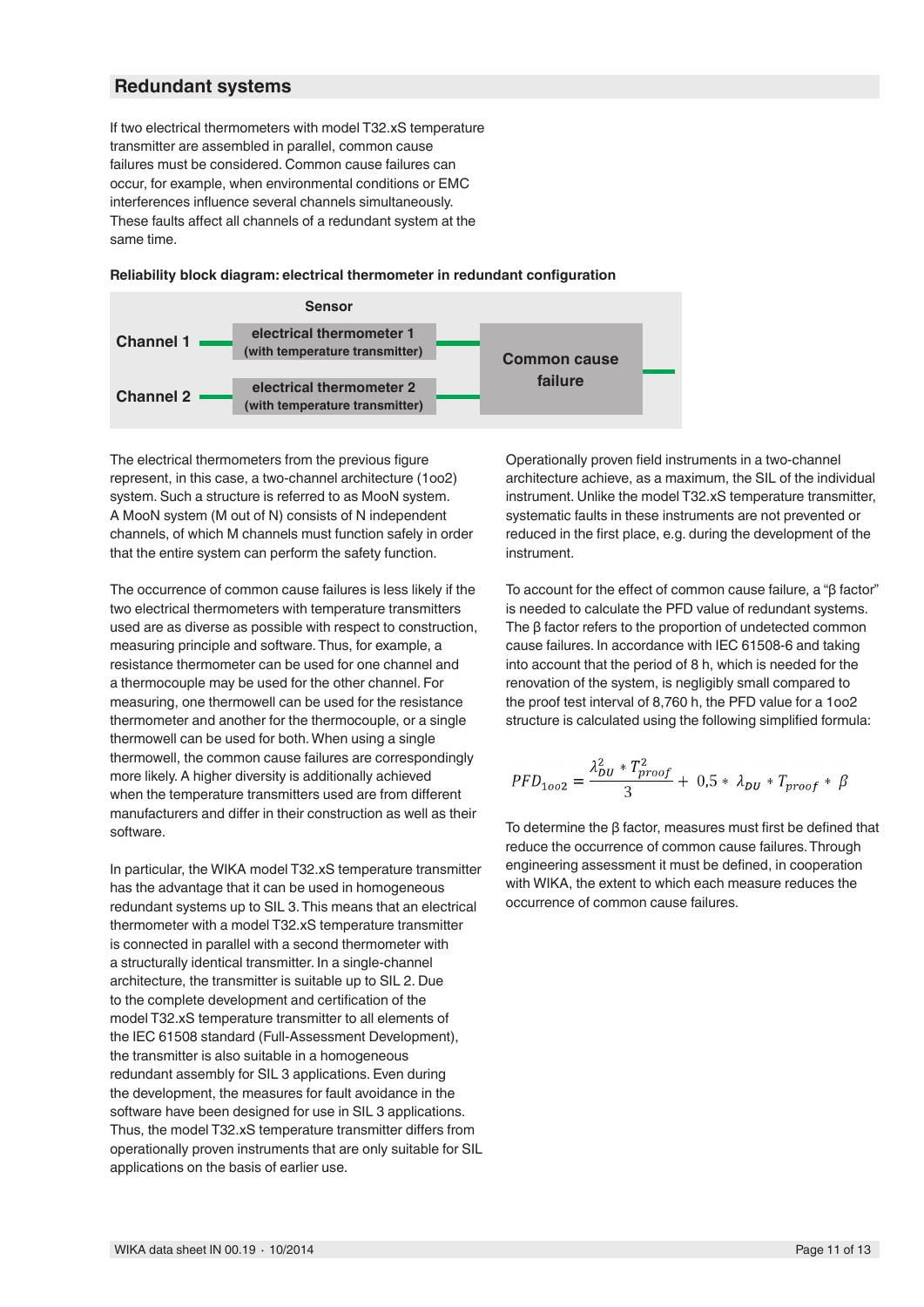## Redundant systems

If two electrical thermometers with model T32.xS temperature transmitter are assembled in parallel, common cause failures must be considered. Common cause failures can occur, for example, when environmental conditions or EMC interferences influence several channels simultaneously. These faults affect all channels of a redundant system at the same time.

**Reliability block diagram: electrical thermometer in redundant configuration**

| | Sensor | |
|---|---|---|
| Channel 1 | electrical thermometer 1 (with temperature transmitter) | Common cause failure |
| Channel 2 | electrical thermometer 2 (with temperature transmitter) | |

The electrical thermometers from the previous figure represent, in this case, a two-channel architecture (1oo2) system. Such a structure is referred to as MooN system. A MooN system (M out of N) consists of N independent channels, of which M channels must function safely in order that the entire system can perform the safety function.

The occurrence of common cause failures is less likely if the two electrical thermometers with temperature transmitters used are as diverse as possible with respect to construction, measuring principle and software. Thus, for example, a resistance thermometer can be used for one channel and a thermocouple may be used for the other channel. For measuring, one thermowell can be used for the resistance thermometer and another for the thermocouple, or a single thermowell can be used for both. When using a single thermowell, the common cause failures are correspondingly more likely. A higher diversity is additionally achieved when the temperature transmitters used are from different manufacturers and differ in their construction as well as their software.

In particular, the WIKA model T32.xS temperature transmitter has the advantage that it can be used in homogeneous redundant systems up to SIL 3. This means that an electrical thermometer with a model T32.xS temperature transmitter is connected in parallel with a second thermometer with a structurally identical transmitter. In a single-channel architecture, the transmitter is suitable up to SIL 2. Due to the complete development and certification of the model T32.xS temperature transmitter to all elements of the IEC 61508 standard (Full-Assessment Development), the transmitter is also suitable in a homogeneous redundant assembly for SIL 3 applications. Even during the development, the measures for fault avoidance in the software have been designed for use in SIL 3 applications. Thus, the model T32.xS temperature transmitter differs from operationally proven instruments that are only suitable for SIL applications on the basis of earlier use.

Operationally proven field instruments in a two-channel architecture achieve, as a maximum, the SIL of the individual instrument. Unlike the model T32.xS temperature transmitter, systematic faults in these instruments are not prevented or reduced in the first place, e.g. during the development of the instrument.

To account for the effect of common cause failure, a "β factor" is needed to calculate the PFD value of redundant systems. The β factor refers to the proportion of undetected common cause failures. In accordance with IEC 61508-6 and taking into account that the period of 8 h, which is needed for the renovation of the system, is negligibly small compared to the proof test interval of 8,760 h, the PFD value for a 1oo2 structure is calculated using the following simplified formula:

$$PFD_{1oo2} = \frac{\lambda_{DU}^2 * T_{proof}^2}{3} + 0{,}5 * \lambda_{DU} * T_{proof} * \beta$$

To determine the β factor, measures must first be defined that reduce the occurrence of common cause failures. Through engineering assessment it must be defined, in cooperation with WIKA, the extent to which each measure reduces the occurrence of common cause failures.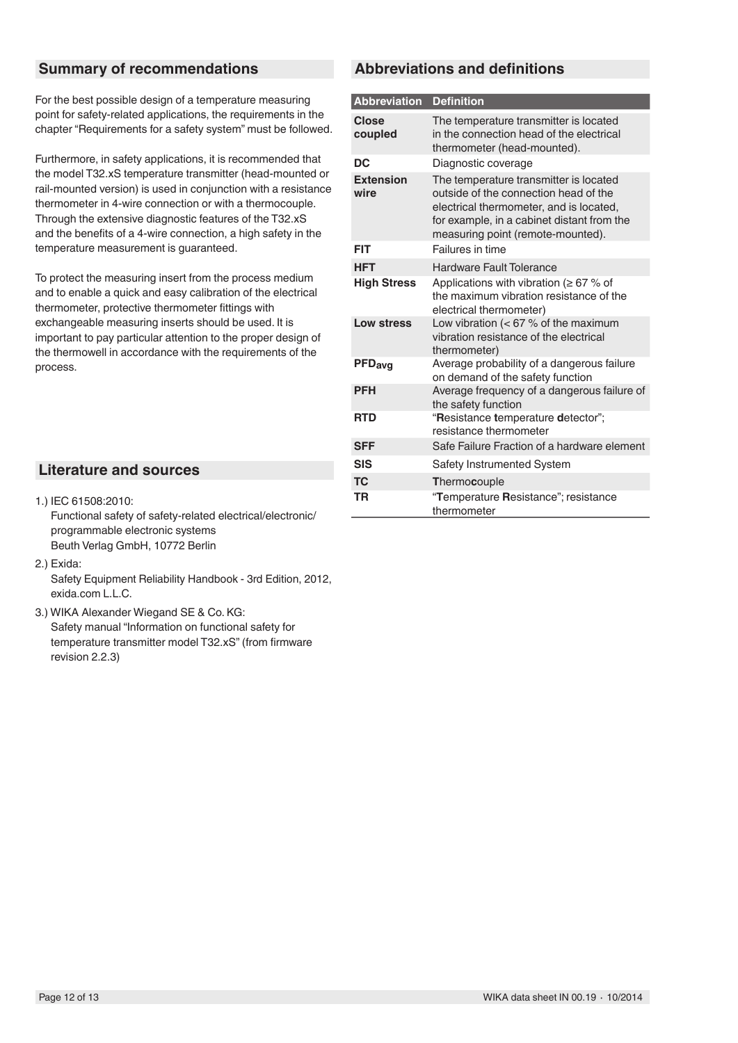## Summary of recommendations

For the best possible design of a temperature measuring point for safety-related applications, the requirements in the chapter "Requirements for a safety system" must be followed.

Furthermore, in safety applications, it is recommended that the model T32.xS temperature transmitter (head-mounted or rail-mounted version) is used in conjunction with a resistance thermometer in 4-wire connection or with a thermocouple. Through the extensive diagnostic features of the T32.xS and the benefits of a 4-wire connection, a high safety in the temperature measurement is guaranteed.

To protect the measuring insert from the process medium and to enable a quick and easy calibration of the electrical thermometer, protective thermometer fittings with exchangeable measuring inserts should be used. It is important to pay particular attention to the proper design of the thermowell in accordance with the requirements of the process.

## Literature and sources

1.) IEC 61508:2010:
Functional safety of safety-related electrical/electronic/ programmable electronic systems
Beuth Verlag GmbH, 10772 Berlin

2.) Exida:
Safety Equipment Reliability Handbook - 3rd Edition, 2012, exida.com L.L.C.

3.) WIKA Alexander Wiegand SE & Co. KG:
Safety manual "Information on functional safety for temperature transmitter model T32.xS" (from firmware revision 2.2.3)

## Abbreviations and definitions

| Abbreviation | Definition |
|---|---|
| **Close coupled** | The temperature transmitter is located in the connection head of the electrical thermometer (head-mounted). |
| **DC** | Diagnostic coverage |
| **Extension wire** | The temperature transmitter is located outside of the connection head of the electrical thermometer, and is located, for example, in a cabinet distant from the measuring point (remote-mounted). |
| **FIT** | Failures in time |
| **HFT** | Hardware Fault Tolerance |
| **High Stress** | Applications with vibration (≥ 67 % of the maximum vibration resistance of the electrical thermometer) |
| **Low stress** | Low vibration (< 67 % of the maximum vibration resistance of the electrical thermometer) |
| **$PFD_{avg}$** | Average probability of a dangerous failure on demand of the safety function |
| **PFH** | Average frequency of a dangerous failure of the safety function |
| **RTD** | "**R**esistance **t**emperature **d**etector"; resistance thermometer |
| **SFF** | Safe Failure Fraction of a hardware element |
| **SIS** | Safety Instrumented System |
| **TC** | **T**hermo**c**ouple |
| **TR** | "**T**emperature **R**esistance"; resistance thermometer |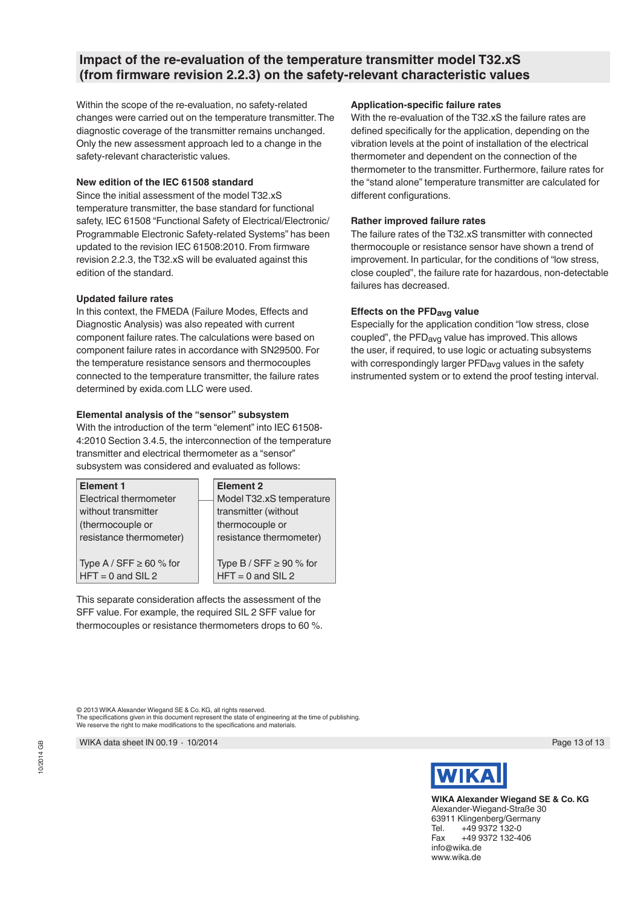## Impact of the re-evaluation of the temperature transmitter model T32.xS (from firmware revision 2.2.3) on the safety-relevant characteristic values

Within the scope of the re-evaluation, no safety-related changes were carried out on the temperature transmitter. The diagnostic coverage of the transmitter remains unchanged. Only the new assessment approach led to a change in the safety-relevant characteristic values.

**New edition of the IEC 61508 standard**

Since the initial assessment of the model T32.xS temperature transmitter, the base standard for functional safety, IEC 61508 "Functional Safety of Electrical/Electronic/ Programmable Electronic Safety-related Systems" has been updated to the revision IEC 61508:2010. From firmware revision 2.2.3, the T32.xS will be evaluated against this edition of the standard.

**Updated failure rates**

In this context, the FMEDA (Failure Modes, Effects and Diagnostic Analysis) was also repeated with current component failure rates. The calculations were based on component failure rates in accordance with SN29500. For the temperature resistance sensors and thermocouples connected to the temperature transmitter, the failure rates determined by exida.com LLC were used.

**Elemental analysis of the "sensor" subsystem**

With the introduction of the term "element" into IEC 61508-4:2010 Section 3.4.5, the interconnection of the temperature transmitter and electrical thermometer as a "sensor" subsystem was considered and evaluated as follows:

| Element 1 | Element 2 |
|---|---|
| Electrical thermometer without transmitter (thermocouple or resistance thermometer) | Model T32.xS temperature transmitter (without thermocouple or resistance thermometer) |
| Type A / SFF ≥ 60 % for HFT = 0 and SIL 2 | Type B / SFF ≥ 90 % for HFT = 0 and SIL 2 |

This separate consideration affects the assessment of the SFF value. For example, the required SIL 2 SFF value for thermocouples or resistance thermometers drops to 60 %.

**Application-specific failure rates**

With the re-evaluation of the T32.xS the failure rates are defined specifically for the application, depending on the vibration levels at the point of installation of the electrical thermometer and dependent on the connection of the thermometer to the transmitter. Furthermore, failure rates for the "stand alone" temperature transmitter are calculated for different configurations.

**Rather improved failure rates**

The failure rates of the T32.xS transmitter with connected thermocouple or resistance sensor have shown a trend of improvement. In particular, for the conditions of "low stress, close coupled", the failure rate for hazardous, non-detectable failures has decreased.

**Effects on the $PFD_{avg}$ value**

Especially for the application condition "low stress, close coupled", the $PFD_{avg}$ value has improved. This allows the user, if required, to use logic or actuating subsystems with correspondingly larger $PFD_{avg}$ values in the safety instrumented system or to extend the proof testing interval.

© 2013 WIKA Alexander Wiegand SE & Co. KG, all rights reserved.
The specifications given in this document represent the state of engineering at the time of publishing.
We reserve the right to make modifications to the specifications and materials.

WIKA data sheet IN 00.19 · 10/2014

**WIKA Alexander Wiegand SE & Co. KG**
Alexander-Wiegand-Straße 30
63911 Klingenberg/Germany
Tel. +49 9372 132-0
Fax +49 9372 132-406
info@wika.de
www.wika.de